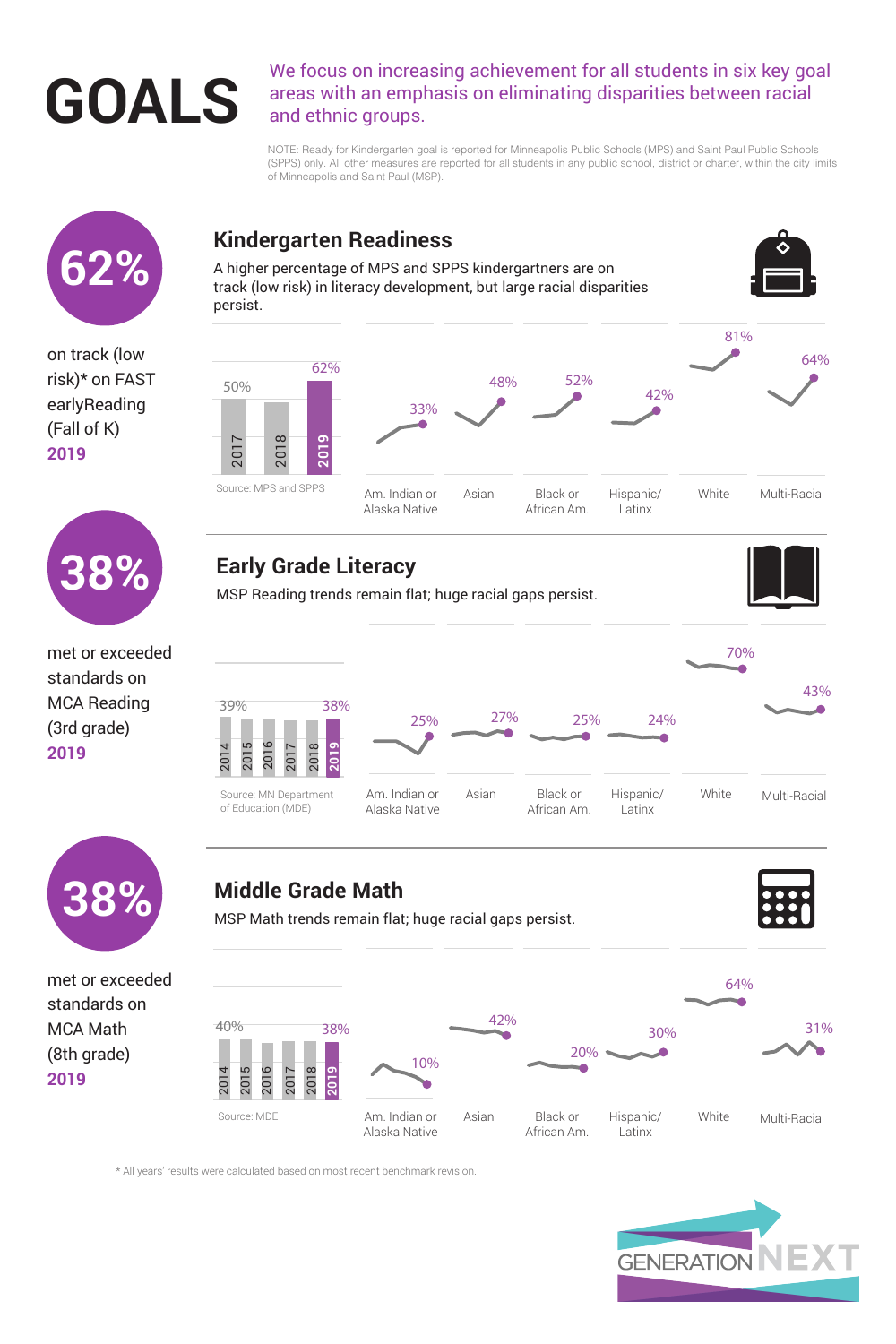# GOALS

We focus on increasing achievement for all students in six key goal areas with an emphasis on eliminating disparities between racial and ethnic groups.

NOTE: Ready for Kindergarten goal is reported for Minneapolis Public Schools (MPS) and Saint Paul Public Schools (SPPS) only. All other measures are reported for all students in any public school, district or charter, within the city limits of Minneapolis and Saint Paul (MSP).

## Kindergarten Readiness

**62%** on track (low risk)* on FAST earlyReading (Fall of K) **2019**

A higher percentage of MPS and SPPS kindergartners are on track (low risk) in literacy development, but large racial disparities persist.

| 2017 | 2018 | 2019 |
|---|---|---|
| 50% | | 62% |

Source: MPS and SPPS

| Am. Indian or Alaska Native | Asian | Black or African Am. | Hispanic/ Latinx | White | Multi-Racial |
|---|---|---|---|---|---|
| 33% | 48% | 52% | 42% | 81% | 64% |

## Early Grade Literacy

**38%** met or exceeded standards on MCA Reading (3rd grade) **2019**

MSP Reading trends remain flat; huge racial gaps persist.

| 2014 | 2015 | 2016 | 2017 | 2018 | 2019 |
|---|---|---|---|---|---|
| 39% | | | | | 38% |

Source: MN Department of Education (MDE)

| Am. Indian or Alaska Native | Asian | Black or African Am. | Hispanic/ Latinx | White | Multi-Racial |
|---|---|---|---|---|---|
| 25% | 27% | 25% | 24% | 70% | 43% |

## Middle Grade Math

**38%** met or exceeded standards on MCA Math (8th grade) **2019**

MSP Math trends remain flat; huge racial gaps persist.

| 2014 | 2015 | 2016 | 2017 | 2018 | 2019 |
|---|---|---|---|---|---|
| 40% | | | | | 38% |

Source: MDE

| Am. Indian or Alaska Native | Asian | Black or African Am. | Hispanic/ Latinx | White | Multi-Racial |
|---|---|---|---|---|---|
| 10% | 42% | 20% | 30% | 64% | 31% |

* All years' results were calculated based on most recent benchmark revision.

GENERATION NEXT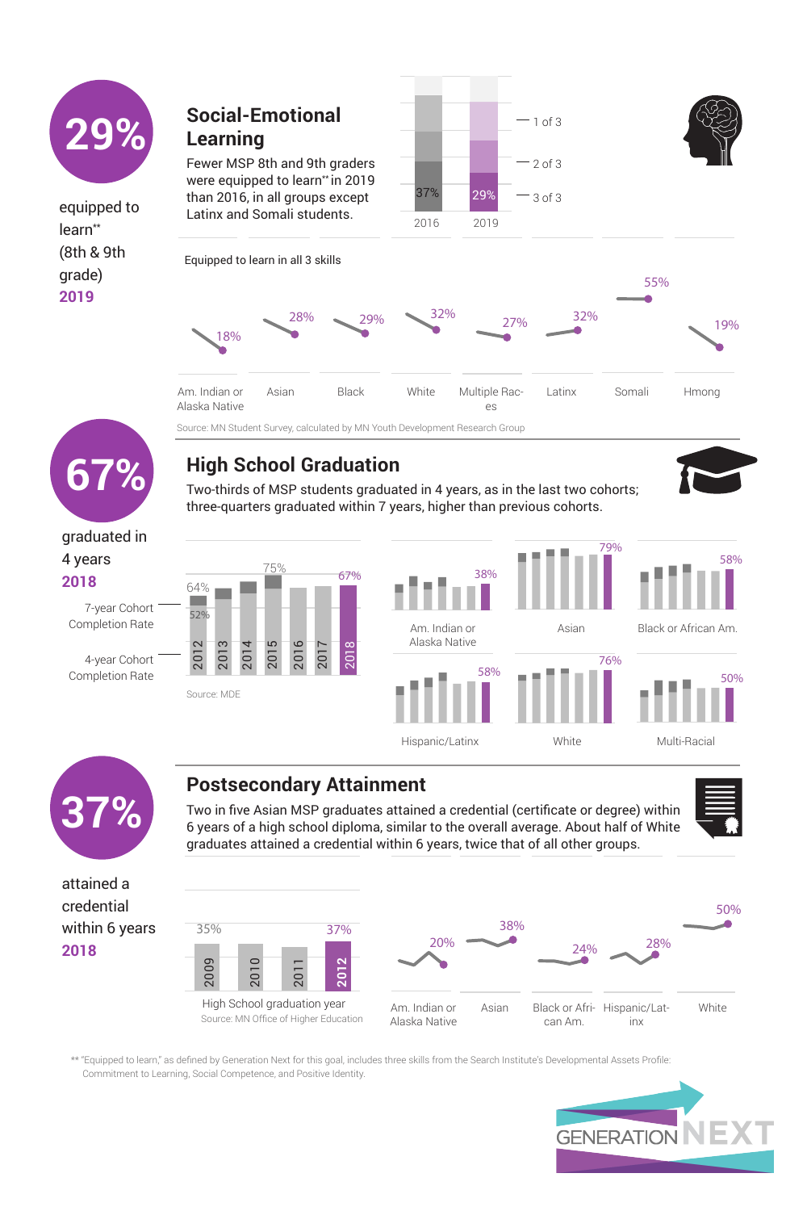29%

equipped to learn**
(8th & 9th grade)
**2019**

## Social-Emotional Learning

Fewer MSP 8th and 9th graders were equipped to learn** in 2019 than 2016, in all groups except Latinx and Somali students.

37%
29%
2016
2019
1 of 3
2 of 3
3 of 3

Equipped to learn in all 3 skills

18%
28%
29%
32%
27%
32%
55%
19%

Am. Indian or Alaska Native
Asian
Black
White
Multiple Races
Latinx
Somali
Hmong

Source: MN Student Survey, calculated by MN Youth Development Research Group

67%

graduated in 4 years
**2018**

## High School Graduation

Two-thirds of MSP students graduated in 4 years, as in the last two cohorts; three-quarters graduated within 7 years, higher than previous cohorts.

7-year Cohort Completion Rate

4-year Cohort Completion Rate

64%
52%
75%
67%
2012
2013
2014
2015
2016
2017
2018

Source: MDE

38%
Am. Indian or Alaska Native

79%
Asian

58%
Black or African Am.

58%
Hispanic/Latinx

76%
White

50%
Multi-Racial

37%

attained a credential within 6 years
**2018**

## Postsecondary Attainment

Two in five Asian MSP graduates attained a credential (certificate or degree) within 6 years of a high school diploma, similar to the overall average. About half of White graduates attained a credential within 6 years, twice that of all other groups.

35%
37%
2009
2010
2011
2012

High School graduation year

Source: MN Office of Higher Education

20%
38%
24%
28%
50%

Am. Indian or Alaska Native
Asian
Black or African Am.
Hispanic/Latinx
White

** "Equipped to learn," as defined by Generation Next for this goal, includes three skills from the Search Institute's Developmental Assets Profile: Commitment to Learning, Social Competence, and Positive Identity.

GENERATION NEXT